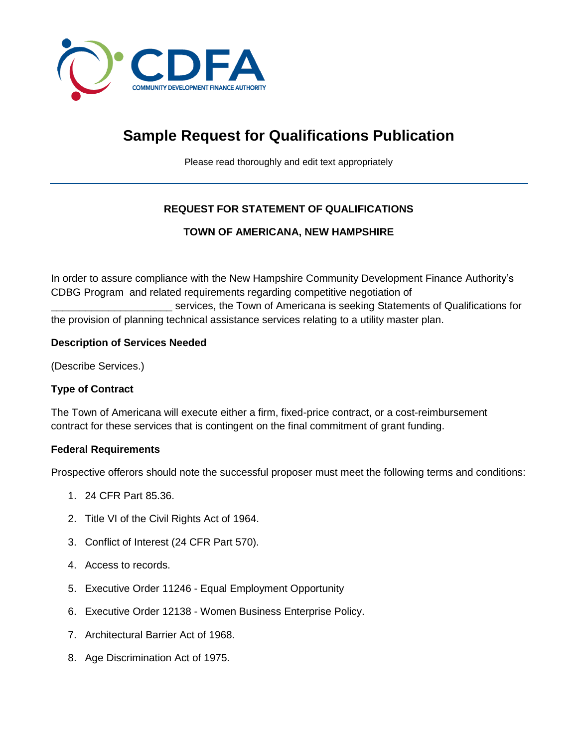# Sample Request for Qualifications Publication

Please read thoroughly and edit text appropriately

---

**REQUEST FOR STATEMENT OF QUALIFICATIONS**

**TOWN OF AMERICANA, NEW HAMPSHIRE**

In order to assure compliance with the New Hampshire Community Development Finance Authority's CDBG Program and related requirements regarding competitive negotiation of ____________________ services, the Town of Americana is seeking Statements of Qualifications for the provision of planning technical assistance services relating to a utility master plan.

**Description of Services Needed**

(Describe Services.)

**Type of Contract**

The Town of Americana will execute either a firm, fixed-price contract, or a cost-reimbursement contract for these services that is contingent on the final commitment of grant funding.

**Federal Requirements**

Prospective offerors should note the successful proposer must meet the following terms and conditions:

1. 24 CFR Part 85.36.
2. Title VI of the Civil Rights Act of 1964.
3. Conflict of Interest (24 CFR Part 570).
4. Access to records.
5. Executive Order 11246 - Equal Employment Opportunity
6. Executive Order 12138 - Women Business Enterprise Policy.
7. Architectural Barrier Act of 1968.
8. Age Discrimination Act of 1975.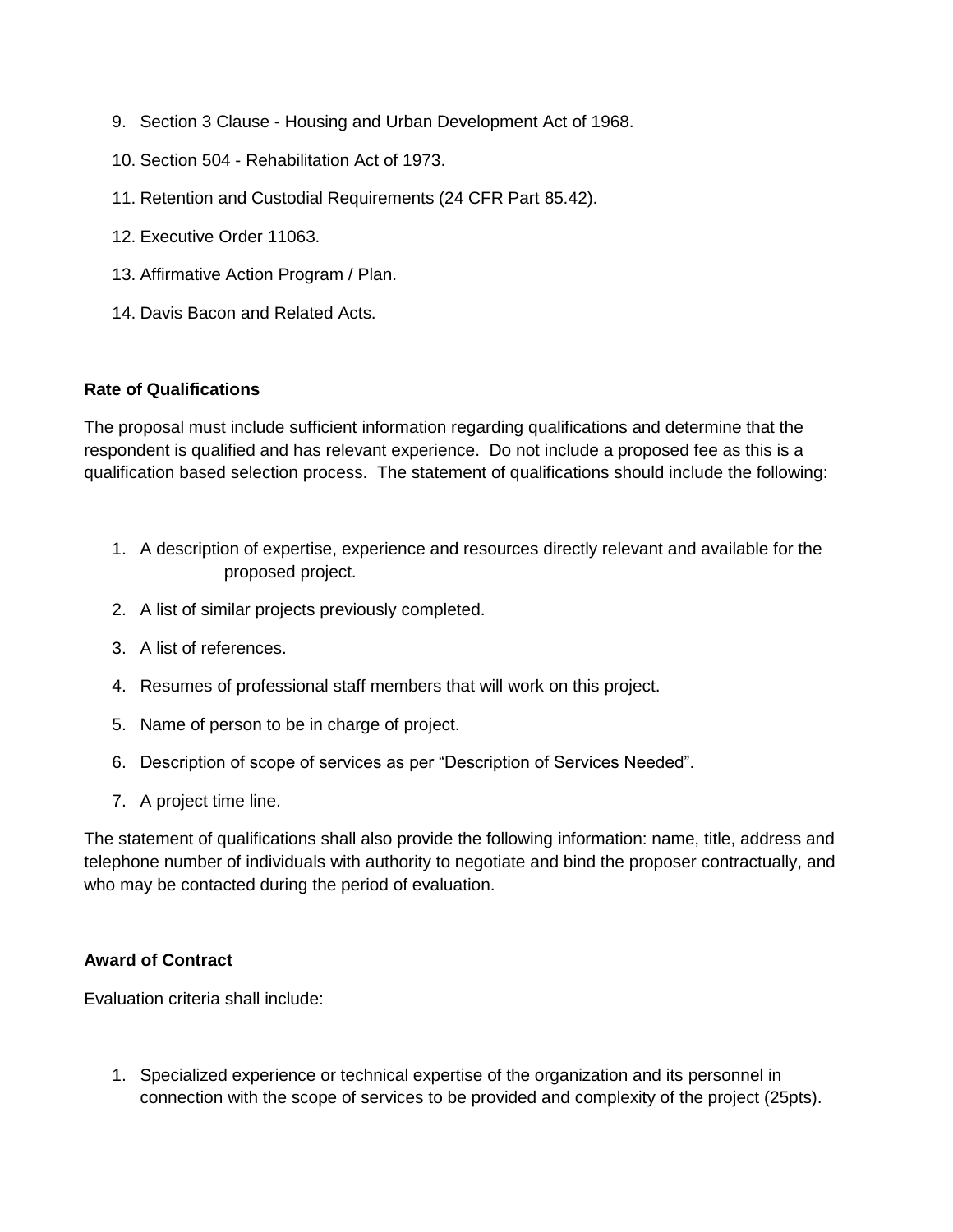9. Section 3 Clause - Housing and Urban Development Act of 1968.
10. Section 504 - Rehabilitation Act of 1973.
11. Retention and Custodial Requirements (24 CFR Part 85.42).
12. Executive Order 11063.
13. Affirmative Action Program / Plan.
14. Davis Bacon and Related Acts.

**Rate of Qualifications**

The proposal must include sufficient information regarding qualifications and determine that the respondent is qualified and has relevant experience. Do not include a proposed fee as this is a qualification based selection process. The statement of qualifications should include the following:

1. A description of expertise, experience and resources directly relevant and available for the proposed project.
2. A list of similar projects previously completed.
3. A list of references.
4. Resumes of professional staff members that will work on this project.
5. Name of person to be in charge of project.
6. Description of scope of services as per "Description of Services Needed".
7. A project time line.

The statement of qualifications shall also provide the following information: name, title, address and telephone number of individuals with authority to negotiate and bind the proposer contractually, and who may be contacted during the period of evaluation.

**Award of Contract**

Evaluation criteria shall include:

1. Specialized experience or technical expertise of the organization and its personnel in connection with the scope of services to be provided and complexity of the project (25pts).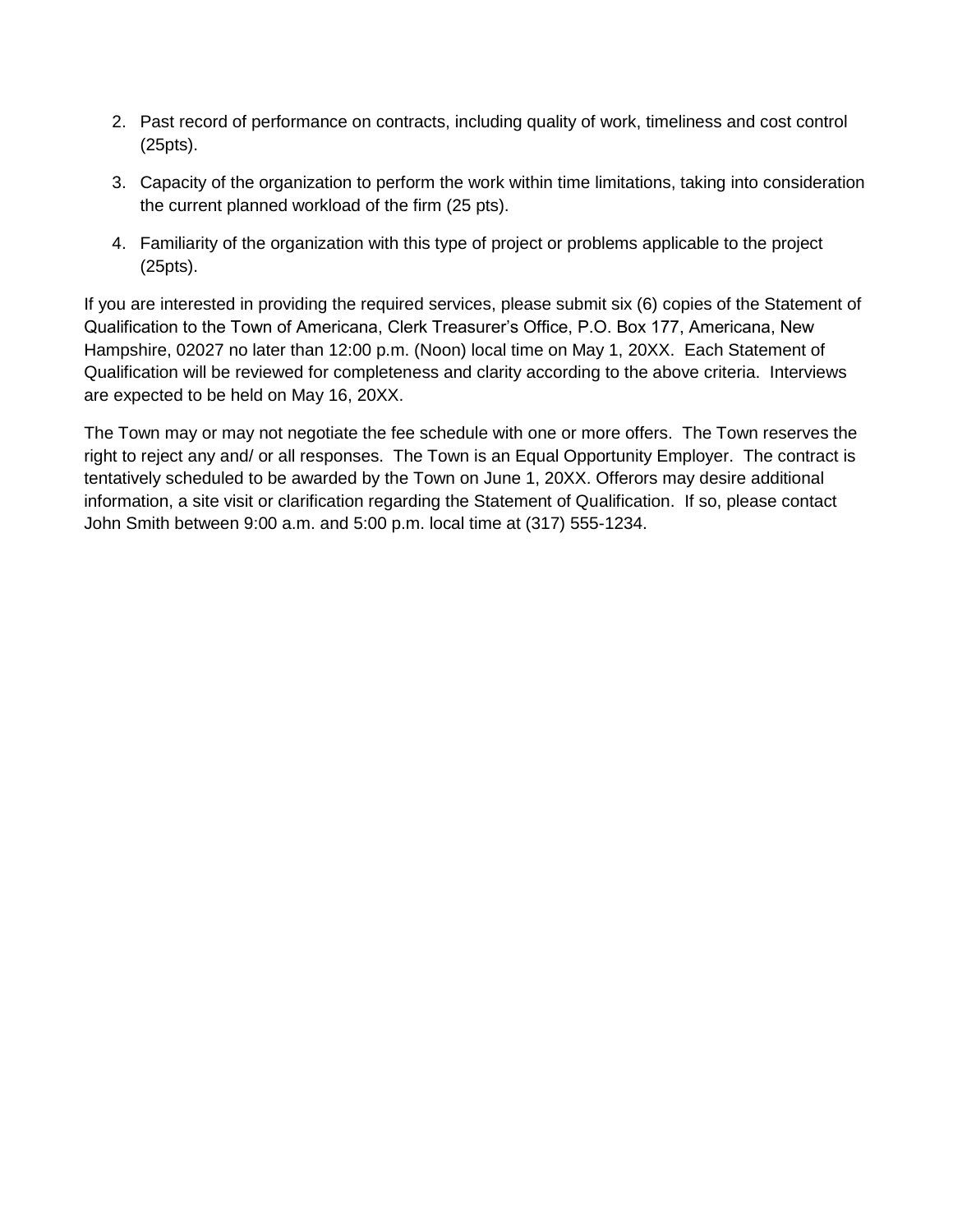2. Past record of performance on contracts, including quality of work, timeliness and cost control (25pts).

3. Capacity of the organization to perform the work within time limitations, taking into consideration the current planned workload of the firm (25 pts).

4. Familiarity of the organization with this type of project or problems applicable to the project (25pts).

If you are interested in providing the required services, please submit six (6) copies of the Statement of Qualification to the Town of Americana, Clerk Treasurer's Office, P.O. Box 177, Americana, New Hampshire, 02027 no later than 12:00 p.m. (Noon) local time on May 1, 20XX. Each Statement of Qualification will be reviewed for completeness and clarity according to the above criteria. Interviews are expected to be held on May 16, 20XX.

The Town may or may not negotiate the fee schedule with one or more offers. The Town reserves the right to reject any and/ or all responses. The Town is an Equal Opportunity Employer. The contract is tentatively scheduled to be awarded by the Town on June 1, 20XX. Offerors may desire additional information, a site visit or clarification regarding the Statement of Qualification. If so, please contact John Smith between 9:00 a.m. and 5:00 p.m. local time at (317) 555-1234.